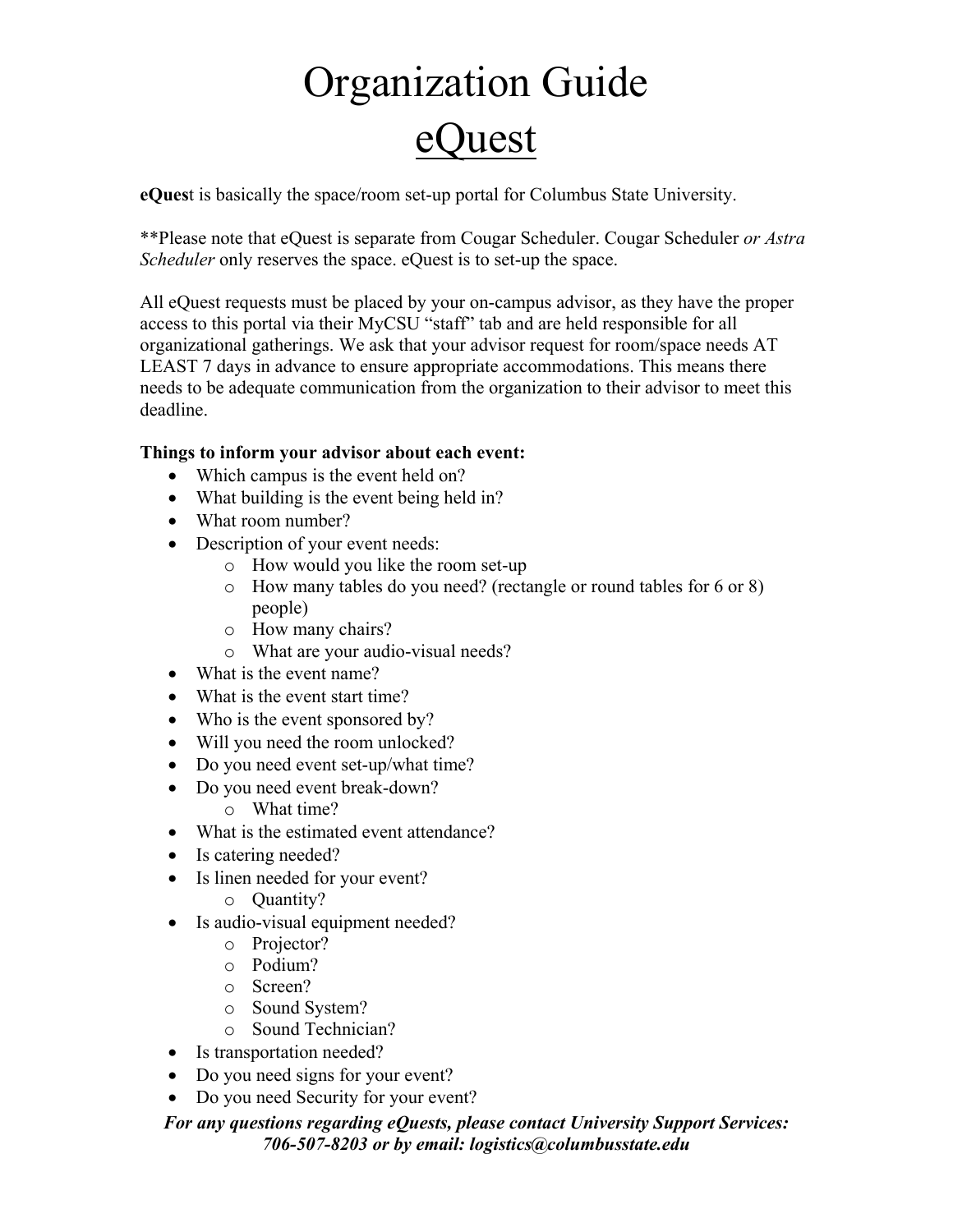# Organization Guide

# eQuest

**eQues**t is basically the space/room set-up portal for Columbus State University.

**Please note that eQuest is separate from Cougar Scheduler. Cougar Scheduler *or Astra Scheduler* only reserves the space. eQuest is to set-up the space.

All eQuest requests must be placed by your on-campus advisor, as they have the proper access to this portal via their MyCSU "staff" tab and are held responsible for all organizational gatherings. We ask that your advisor request for room/space needs AT LEAST 7 days in advance to ensure appropriate accommodations. This means there needs to be adequate communication from the organization to their advisor to meet this deadline.

**Things to inform your advisor about each event:**

- Which campus is the event held on?
- What building is the event being held in?
- What room number?
- Description of your event needs:
  - How would you like the room set-up
  - How many tables do you need? (rectangle or round tables for 6 or 8) people)
  - How many chairs?
  - What are your audio-visual needs?
- What is the event name?
- What is the event start time?
- Who is the event sponsored by?
- Will you need the room unlocked?
- Do you need event set-up/what time?
- Do you need event break-down?
  - What time?
- What is the estimated event attendance?
- Is catering needed?
- Is linen needed for your event?
  - Quantity?
- Is audio-visual equipment needed?
  - Projector?
  - Podium?
  - Screen?
  - Sound System?
  - Sound Technician?
- Is transportation needed?
- Do you need signs for your event?
- Do you need Security for your event?

***For any questions regarding eQuests, please contact University Support Services: 706-507-8203 or by email: logistics@columbusstate.edu***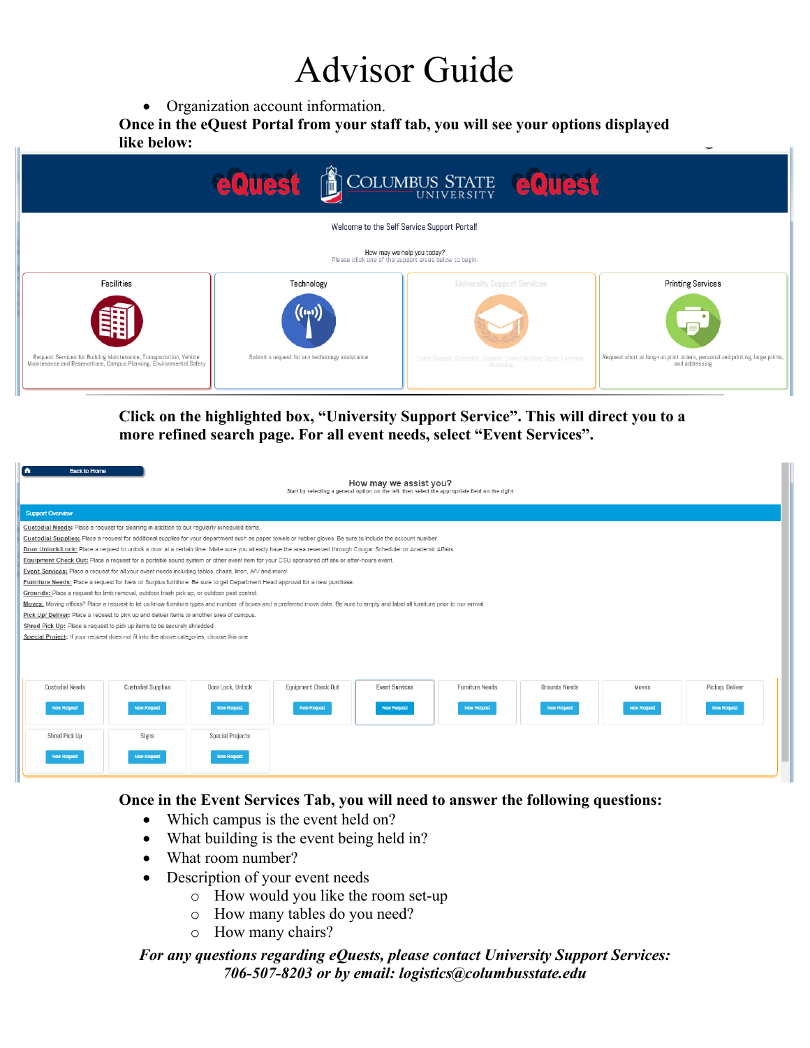# Advisor Guide

- Organization account information.

**Once in the eQuest Portal from your staff tab, you will see your options displayed like below:**

**Click on the highlighted box, "University Support Service". This will direct you to a more refined search page. For all event needs, select "Event Services".**

**Once in the Event Services Tab, you will need to answer the following questions:**

- Which campus is the event held on?
- What building is the event being held in?
- What room number?
- Description of your event needs
  - How would you like the room set-up
  - How many tables do you need?
  - How many chairs?

***For any questions regarding eQuests, please contact University Support Services: 706-507-8203 or by email: logistics@columbusstate.edu***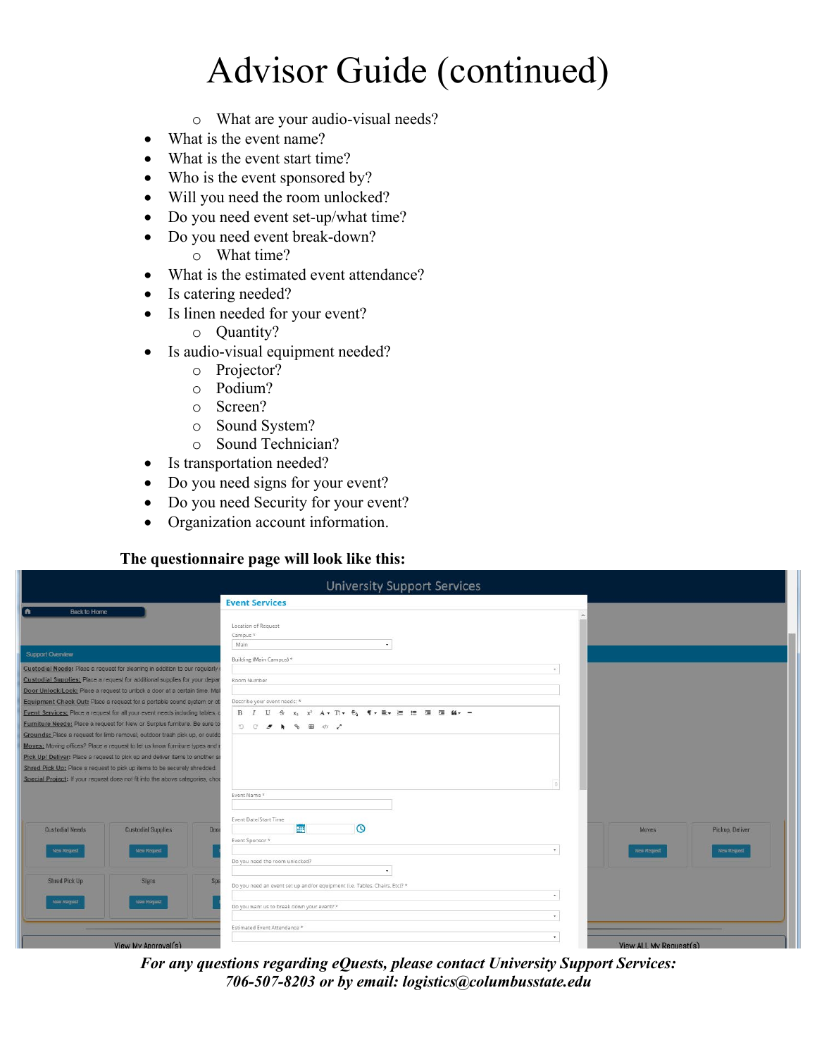# Advisor Guide (continued)

  - What are your audio-visual needs?
- What is the event name?
- What is the event start time?
- Who is the event sponsored by?
- Will you need the room unlocked?
- Do you need event set-up/what time?
- Do you need event break-down?
  - What time?
- What is the estimated event attendance?
- Is catering needed?
- Is linen needed for your event?
  - Quantity?
- Is audio-visual equipment needed?
  - Projector?
  - Podium?
  - Screen?
  - Sound System?
  - Sound Technician?
- Is transportation needed?
- Do you need signs for your event?
- Do you need Security for your event?
- Organization account information.

**The questionnaire page will look like this:**

*For any questions regarding eQuests, please contact University Support Services: 706-507-8203 or by email: logistics@columbusstate.edu*